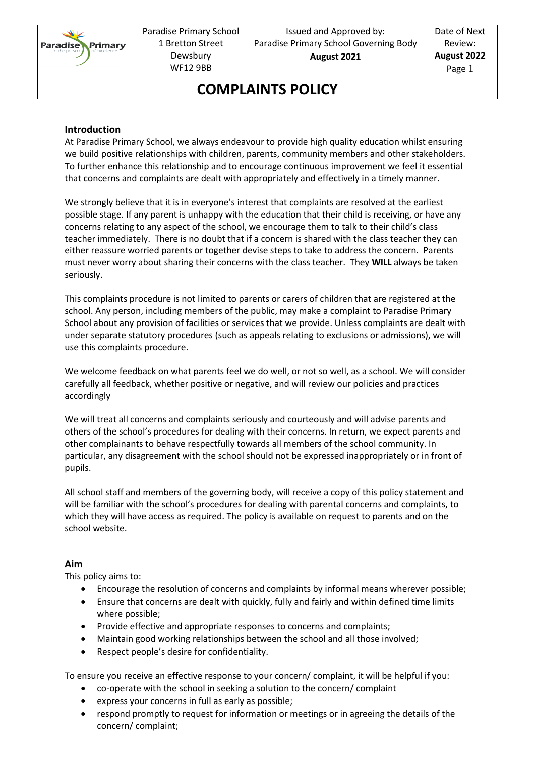| Paradise Primary School<br>1 Bretton Street<br>Dewsbury<br>WF12 9BB | Issued and Approved by:<br>Paradise Primary School Governing Body<br>**August 2021** | Date of Next Review:<br>**August 2022** |
|---|---|---|

# COMPLAINTS POLICY

### Introduction

At Paradise Primary School, we always endeavour to provide high quality education whilst ensuring we build positive relationships with children, parents, community members and other stakeholders. To further enhance this relationship and to encourage continuous improvement we feel it essential that concerns and complaints are dealt with appropriately and effectively in a timely manner.

We strongly believe that it is in everyone's interest that complaints are resolved at the earliest possible stage. If any parent is unhappy with the education that their child is receiving, or have any concerns relating to any aspect of the school, we encourage them to talk to their child's class teacher immediately. There is no doubt that if a concern is shared with the class teacher they can either reassure worried parents or together devise steps to take to address the concern. Parents must never worry about sharing their concerns with the class teacher. They **WILL** always be taken seriously.

This complaints procedure is not limited to parents or carers of children that are registered at the school. Any person, including members of the public, may make a complaint to Paradise Primary School about any provision of facilities or services that we provide. Unless complaints are dealt with under separate statutory procedures (such as appeals relating to exclusions or admissions), we will use this complaints procedure.

We welcome feedback on what parents feel we do well, or not so well, as a school. We will consider carefully all feedback, whether positive or negative, and will review our policies and practices accordingly

We will treat all concerns and complaints seriously and courteously and will advise parents and others of the school's procedures for dealing with their concerns. In return, we expect parents and other complainants to behave respectfully towards all members of the school community. In particular, any disagreement with the school should not be expressed inappropriately or in front of pupils.

All school staff and members of the governing body, will receive a copy of this policy statement and will be familiar with the school's procedures for dealing with parental concerns and complaints, to which they will have access as required. The policy is available on request to parents and on the school website.

### Aim

This policy aims to:

- Encourage the resolution of concerns and complaints by informal means wherever possible;
- Ensure that concerns are dealt with quickly, fully and fairly and within defined time limits where possible;
- Provide effective and appropriate responses to concerns and complaints;
- Maintain good working relationships between the school and all those involved;
- Respect people's desire for confidentiality.

To ensure you receive an effective response to your concern/ complaint, it will be helpful if you:

- co-operate with the school in seeking a solution to the concern/ complaint
- express your concerns in full as early as possible;
- respond promptly to request for information or meetings or in agreeing the details of the concern/ complaint;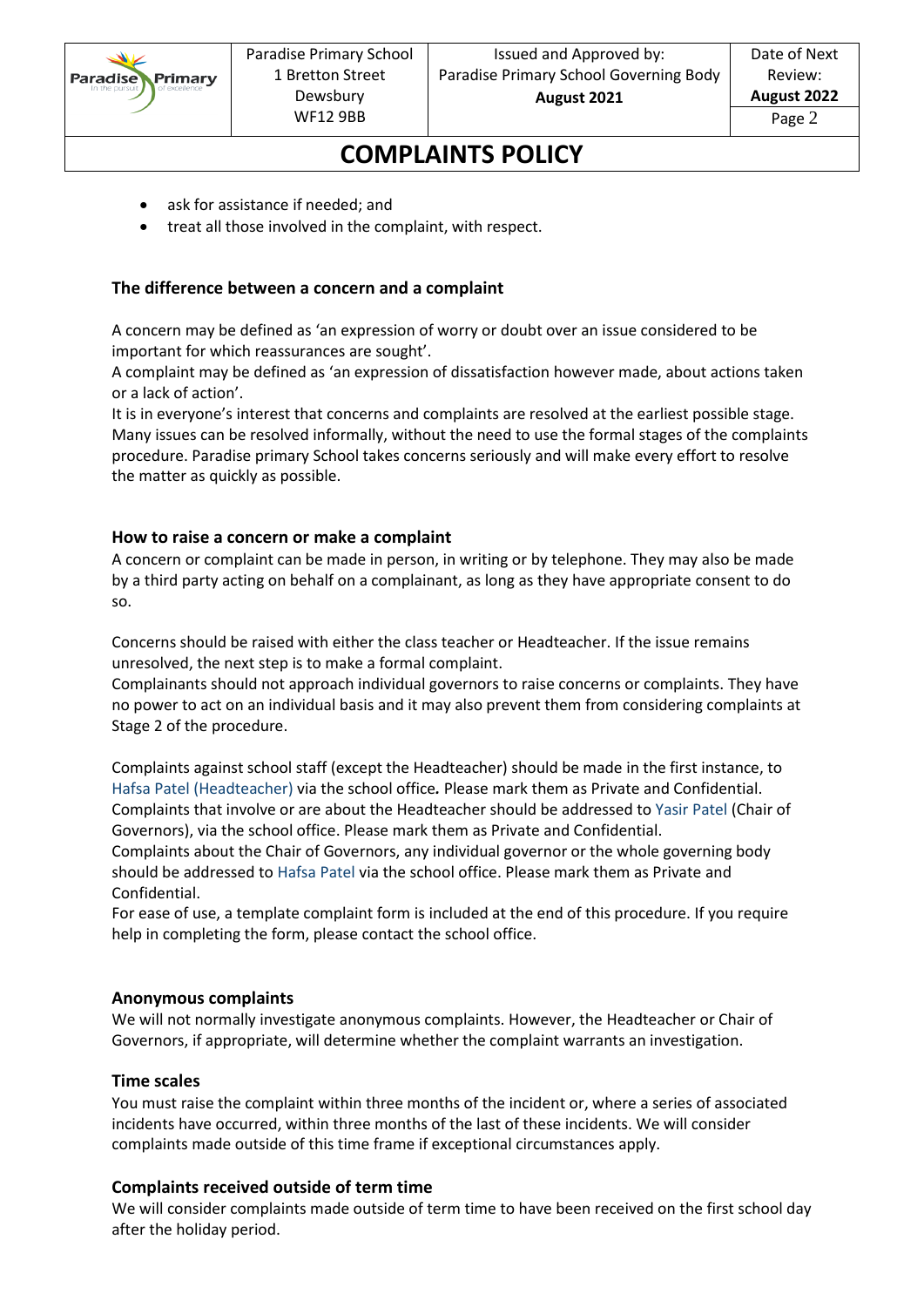- ask for assistance if needed; and
- treat all those involved in the complaint, with respect.

### The difference between a concern and a complaint

A concern may be defined as 'an expression of worry or doubt over an issue considered to be important for which reassurances are sought'.

A complaint may be defined as 'an expression of dissatisfaction however made, about actions taken or a lack of action'.

It is in everyone's interest that concerns and complaints are resolved at the earliest possible stage. Many issues can be resolved informally, without the need to use the formal stages of the complaints procedure. Paradise primary School takes concerns seriously and will make every effort to resolve the matter as quickly as possible.

### How to raise a concern or make a complaint

A concern or complaint can be made in person, in writing or by telephone. They may also be made by a third party acting on behalf on a complainant, as long as they have appropriate consent to do so.

Concerns should be raised with either the class teacher or Headteacher. If the issue remains unresolved, the next step is to make a formal complaint.

Complainants should not approach individual governors to raise concerns or complaints. They have no power to act on an individual basis and it may also prevent them from considering complaints at Stage 2 of the procedure.

Complaints against school staff (except the Headteacher) should be made in the first instance, to Hafsa Patel (Headteacher) via the school office*.* Please mark them as Private and Confidential.

Complaints that involve or are about the Headteacher should be addressed to Yasir Patel (Chair of Governors), via the school office. Please mark them as Private and Confidential.

Complaints about the Chair of Governors, any individual governor or the whole governing body should be addressed to Hafsa Patel via the school office. Please mark them as Private and Confidential.

For ease of use, a template complaint form is included at the end of this procedure. If you require help in completing the form, please contact the school office.

### Anonymous complaints

We will not normally investigate anonymous complaints. However, the Headteacher or Chair of Governors, if appropriate, will determine whether the complaint warrants an investigation.

### Time scales

You must raise the complaint within three months of the incident or, where a series of associated incidents have occurred, within three months of the last of these incidents. We will consider complaints made outside of this time frame if exceptional circumstances apply.

### Complaints received outside of term time

We will consider complaints made outside of term time to have been received on the first school day after the holiday period.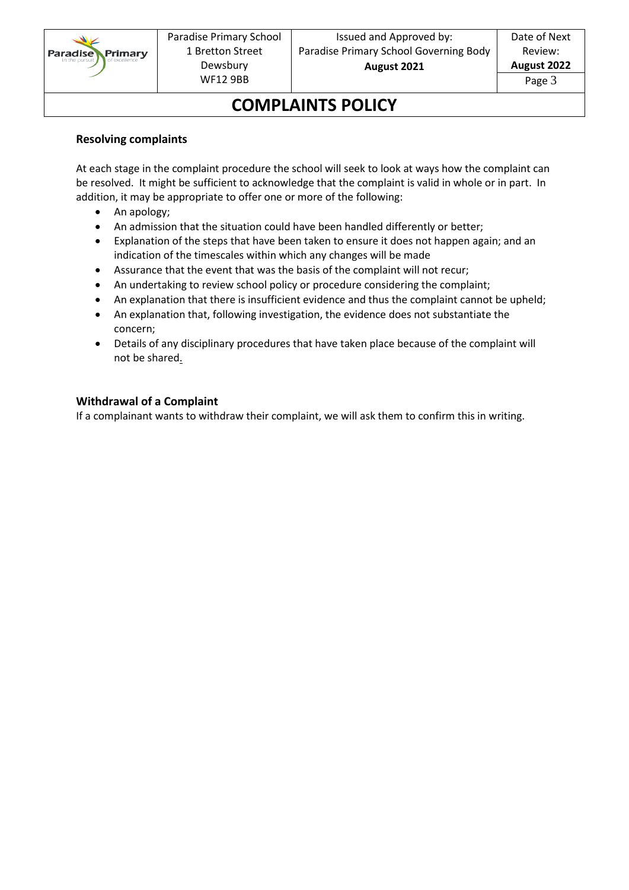### Resolving complaints

At each stage in the complaint procedure the school will seek to look at ways how the complaint can be resolved. It might be sufficient to acknowledge that the complaint is valid in whole or in part. In addition, it may be appropriate to offer one or more of the following:

- An apology;
- An admission that the situation could have been handled differently or better;
- Explanation of the steps that have been taken to ensure it does not happen again; and an indication of the timescales within which any changes will be made
- Assurance that the event that was the basis of the complaint will not recur;
- An undertaking to review school policy or procedure considering the complaint;
- An explanation that there is insufficient evidence and thus the complaint cannot be upheld;
- An explanation that, following investigation, the evidence does not substantiate the concern;
- Details of any disciplinary procedures that have taken place because of the complaint will not be shared.

### Withdrawal of a Complaint

If a complainant wants to withdraw their complaint, we will ask them to confirm this in writing.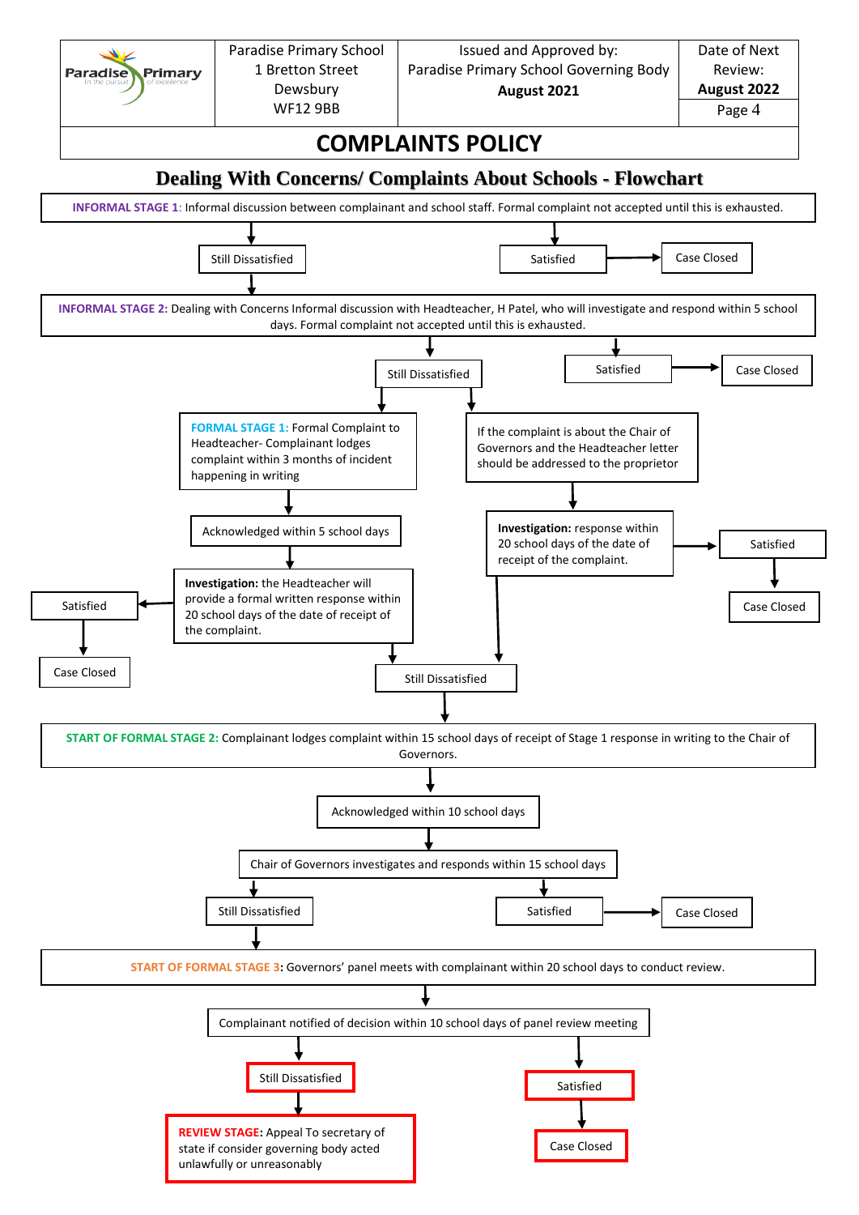# COMPLAINTS POLICY

## Dealing With Concerns/ Complaints About Schools - Flowchart

**INFORMAL STAGE 1**: Informal discussion between complainant and school staff. Formal complaint not accepted until this is exhausted.

- Still Dissatisfied → Informal Stage 2
- Satisfied → Case Closed

**INFORMAL STAGE 2:** Dealing with Concerns Informal discussion with Headteacher, H Patel, who will investigate and respond within 5 school days. Formal complaint not accepted until this is exhausted.

- Satisfied → Case Closed
- Still Dissatisfied → Formal Stage 1, or (if applicable) complaint to the proprietor

**FORMAL STAGE 1:** Formal Complaint to Headteacher- Complainant lodges complaint within 3 months of incident happening in writing

Acknowledged within 5 school days

**Investigation:** the Headteacher will provide a formal written response within 20 school days of the date of receipt of the complaint.

- Satisfied → Case Closed
- Still Dissatisfied → Formal Stage 2

If the complaint is about the Chair of Governors and the Headteacher letter should be addressed to the proprietor

**Investigation:** response within 20 school days of the date of receipt of the complaint.

- Satisfied → Case Closed
- Still Dissatisfied → Formal Stage 2

**START OF FORMAL STAGE 2:** Complainant lodges complaint within 15 school days of receipt of Stage 1 response in writing to the Chair of Governors.

Acknowledged within 10 school days

Chair of Governors investigates and responds within 15 school days

- Satisfied → Case Closed
- Still Dissatisfied → Formal Stage 3

**START OF FORMAL STAGE 3:** Governors' panel meets with complainant within 20 school days to conduct review.

Complainant notified of decision within 10 school days of panel review meeting

- Satisfied → Case Closed
- Still Dissatisfied → Review Stage

**REVIEW STAGE:** Appeal To secretary of state if consider governing body acted unlawfully or unreasonably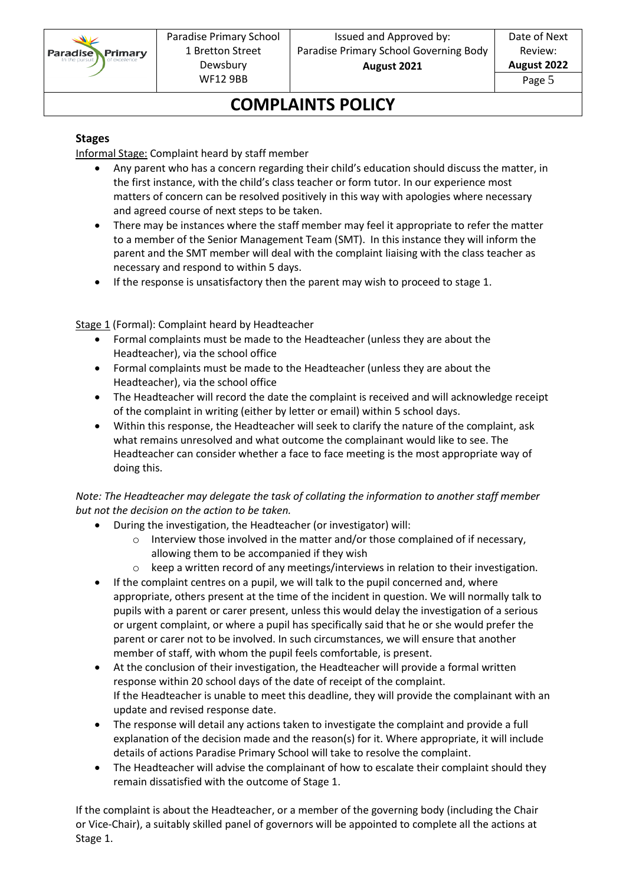**Stages**

<u>Informal Stage:</u> Complaint heard by staff member

- Any parent who has a concern regarding their child's education should discuss the matter, in the first instance, with the child's class teacher or form tutor. In our experience most matters of concern can be resolved positively in this way with apologies where necessary and agreed course of next steps to be taken.
- There may be instances where the staff member may feel it appropriate to refer the matter to a member of the Senior Management Team (SMT). In this instance they will inform the parent and the SMT member will deal with the complaint liaising with the class teacher as necessary and respond to within 5 days.
- If the response is unsatisfactory then the parent may wish to proceed to stage 1.

<u>Stage 1</u> (Formal): Complaint heard by Headteacher

- Formal complaints must be made to the Headteacher (unless they are about the Headteacher), via the school office
- Formal complaints must be made to the Headteacher (unless they are about the Headteacher), via the school office
- The Headteacher will record the date the complaint is received and will acknowledge receipt of the complaint in writing (either by letter or email) within 5 school days.
- Within this response, the Headteacher will seek to clarify the nature of the complaint, ask what remains unresolved and what outcome the complainant would like to see. The Headteacher can consider whether a face to face meeting is the most appropriate way of doing this.

*Note: The Headteacher may delegate the task of collating the information to another staff member but not the decision on the action to be taken.*

- During the investigation, the Headteacher (or investigator) will:
  - Interview those involved in the matter and/or those complained of if necessary, allowing them to be accompanied if they wish
  - keep a written record of any meetings/interviews in relation to their investigation.
- If the complaint centres on a pupil, we will talk to the pupil concerned and, where appropriate, others present at the time of the incident in question. We will normally talk to pupils with a parent or carer present, unless this would delay the investigation of a serious or urgent complaint, or where a pupil has specifically said that he or she would prefer the parent or carer not to be involved. In such circumstances, we will ensure that another member of staff, with whom the pupil feels comfortable, is present.
- At the conclusion of their investigation, the Headteacher will provide a formal written response within 20 school days of the date of receipt of the complaint.
  If the Headteacher is unable to meet this deadline, they will provide the complainant with an update and revised response date.
- The response will detail any actions taken to investigate the complaint and provide a full explanation of the decision made and the reason(s) for it. Where appropriate, it will include details of actions Paradise Primary School will take to resolve the complaint.
- The Headteacher will advise the complainant of how to escalate their complaint should they remain dissatisfied with the outcome of Stage 1.

If the complaint is about the Headteacher, or a member of the governing body (including the Chair or Vice-Chair), a suitably skilled panel of governors will be appointed to complete all the actions at Stage 1.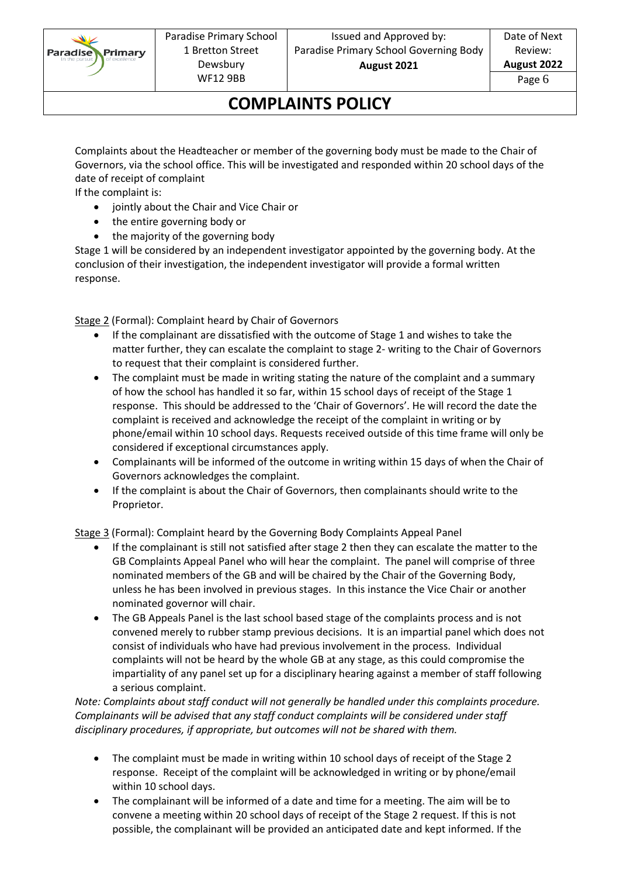Complaints about the Headteacher or member of the governing body must be made to the Chair of Governors, via the school office. This will be investigated and responded within 20 school days of the date of receipt of complaint

If the complaint is:

- jointly about the Chair and Vice Chair or
- the entire governing body or
- the majority of the governing body

Stage 1 will be considered by an independent investigator appointed by the governing body. At the conclusion of their investigation, the independent investigator will provide a formal written response.

Stage 2 (Formal): Complaint heard by Chair of Governors

- If the complainant are dissatisfied with the outcome of Stage 1 and wishes to take the matter further, they can escalate the complaint to stage 2- writing to the Chair of Governors to request that their complaint is considered further.
- The complaint must be made in writing stating the nature of the complaint and a summary of how the school has handled it so far, within 15 school days of receipt of the Stage 1 response. This should be addressed to the 'Chair of Governors'. He will record the date the complaint is received and acknowledge the receipt of the complaint in writing or by phone/email within 10 school days. Requests received outside of this time frame will only be considered if exceptional circumstances apply.
- Complainants will be informed of the outcome in writing within 15 days of when the Chair of Governors acknowledges the complaint.
- If the complaint is about the Chair of Governors, then complainants should write to the Proprietor.

Stage 3 (Formal): Complaint heard by the Governing Body Complaints Appeal Panel

- If the complainant is still not satisfied after stage 2 then they can escalate the matter to the GB Complaints Appeal Panel who will hear the complaint. The panel will comprise of three nominated members of the GB and will be chaired by the Chair of the Governing Body, unless he has been involved in previous stages. In this instance the Vice Chair or another nominated governor will chair.
- The GB Appeals Panel is the last school based stage of the complaints process and is not convened merely to rubber stamp previous decisions. It is an impartial panel which does not consist of individuals who have had previous involvement in the process. Individual complaints will not be heard by the whole GB at any stage, as this could compromise the impartiality of any panel set up for a disciplinary hearing against a member of staff following a serious complaint.

*Note: Complaints about staff conduct will not generally be handled under this complaints procedure. Complainants will be advised that any staff conduct complaints will be considered under staff disciplinary procedures, if appropriate, but outcomes will not be shared with them.*

- The complaint must be made in writing within 10 school days of receipt of the Stage 2 response. Receipt of the complaint will be acknowledged in writing or by phone/email within 10 school days.
- The complainant will be informed of a date and time for a meeting. The aim will be to convene a meeting within 20 school days of receipt of the Stage 2 request. If this is not possible, the complainant will be provided an anticipated date and kept informed. If the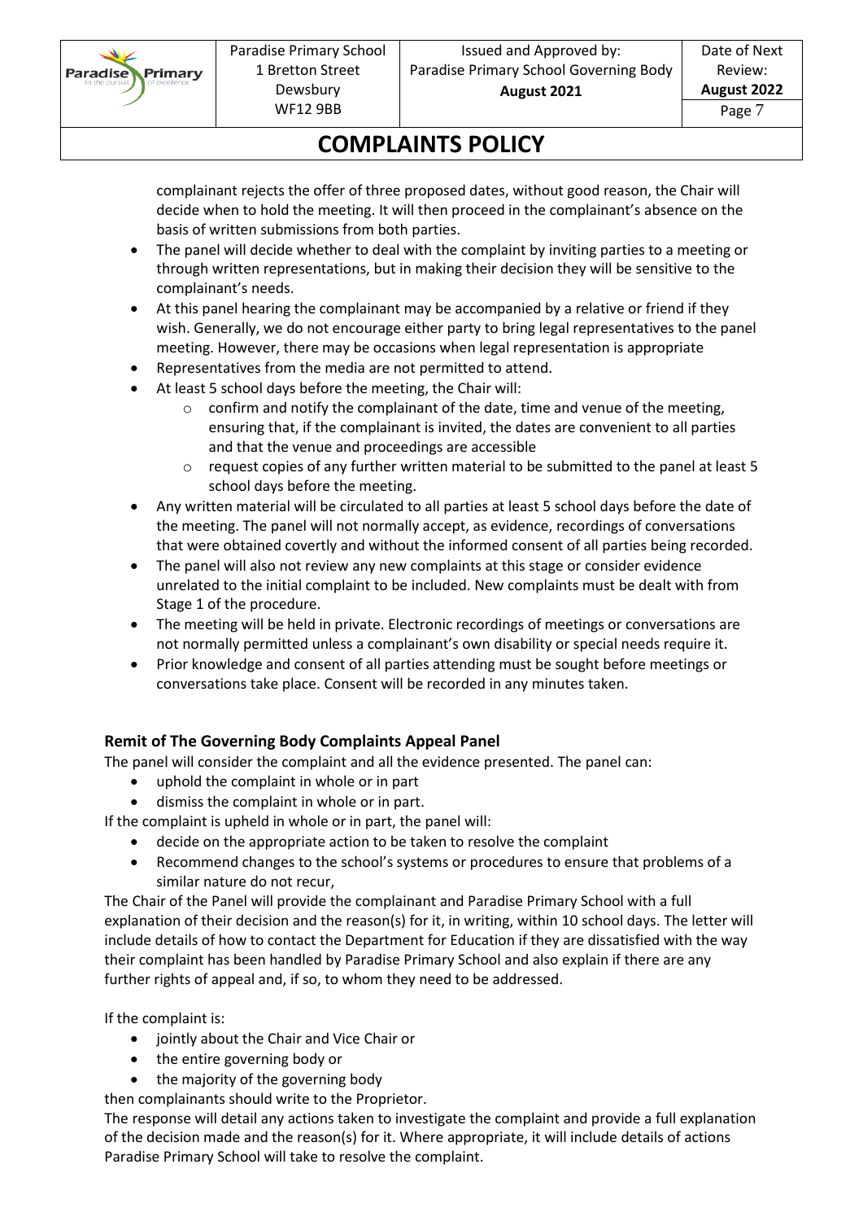complainant rejects the offer of three proposed dates, without good reason, the Chair will decide when to hold the meeting. It will then proceed in the complainant's absence on the basis of written submissions from both parties.

- The panel will decide whether to deal with the complaint by inviting parties to a meeting or through written representations, but in making their decision they will be sensitive to the complainant's needs.
- At this panel hearing the complainant may be accompanied by a relative or friend if they wish. Generally, we do not encourage either party to bring legal representatives to the panel meeting. However, there may be occasions when legal representation is appropriate
- Representatives from the media are not permitted to attend.
- At least 5 school days before the meeting, the Chair will:
  - confirm and notify the complainant of the date, time and venue of the meeting, ensuring that, if the complainant is invited, the dates are convenient to all parties and that the venue and proceedings are accessible
  - request copies of any further written material to be submitted to the panel at least 5 school days before the meeting.
- Any written material will be circulated to all parties at least 5 school days before the date of the meeting. The panel will not normally accept, as evidence, recordings of conversations that were obtained covertly and without the informed consent of all parties being recorded.
- The panel will also not review any new complaints at this stage or consider evidence unrelated to the initial complaint to be included. New complaints must be dealt with from Stage 1 of the procedure.
- The meeting will be held in private. Electronic recordings of meetings or conversations are not normally permitted unless a complainant's own disability or special needs require it.
- Prior knowledge and consent of all parties attending must be sought before meetings or conversations take place. Consent will be recorded in any minutes taken.

### Remit of The Governing Body Complaints Appeal Panel

The panel will consider the complaint and all the evidence presented. The panel can:

- uphold the complaint in whole or in part
- dismiss the complaint in whole or in part.

If the complaint is upheld in whole or in part, the panel will:

- decide on the appropriate action to be taken to resolve the complaint
- Recommend changes to the school's systems or procedures to ensure that problems of a similar nature do not recur,

The Chair of the Panel will provide the complainant and Paradise Primary School with a full explanation of their decision and the reason(s) for it, in writing, within 10 school days. The letter will include details of how to contact the Department for Education if they are dissatisfied with the way their complaint has been handled by Paradise Primary School and also explain if there are any further rights of appeal and, if so, to whom they need to be addressed.

If the complaint is:

- jointly about the Chair and Vice Chair or
- the entire governing body or
- the majority of the governing body

then complainants should write to the Proprietor.

The response will detail any actions taken to investigate the complaint and provide a full explanation of the decision made and the reason(s) for it. Where appropriate, it will include details of actions Paradise Primary School will take to resolve the complaint.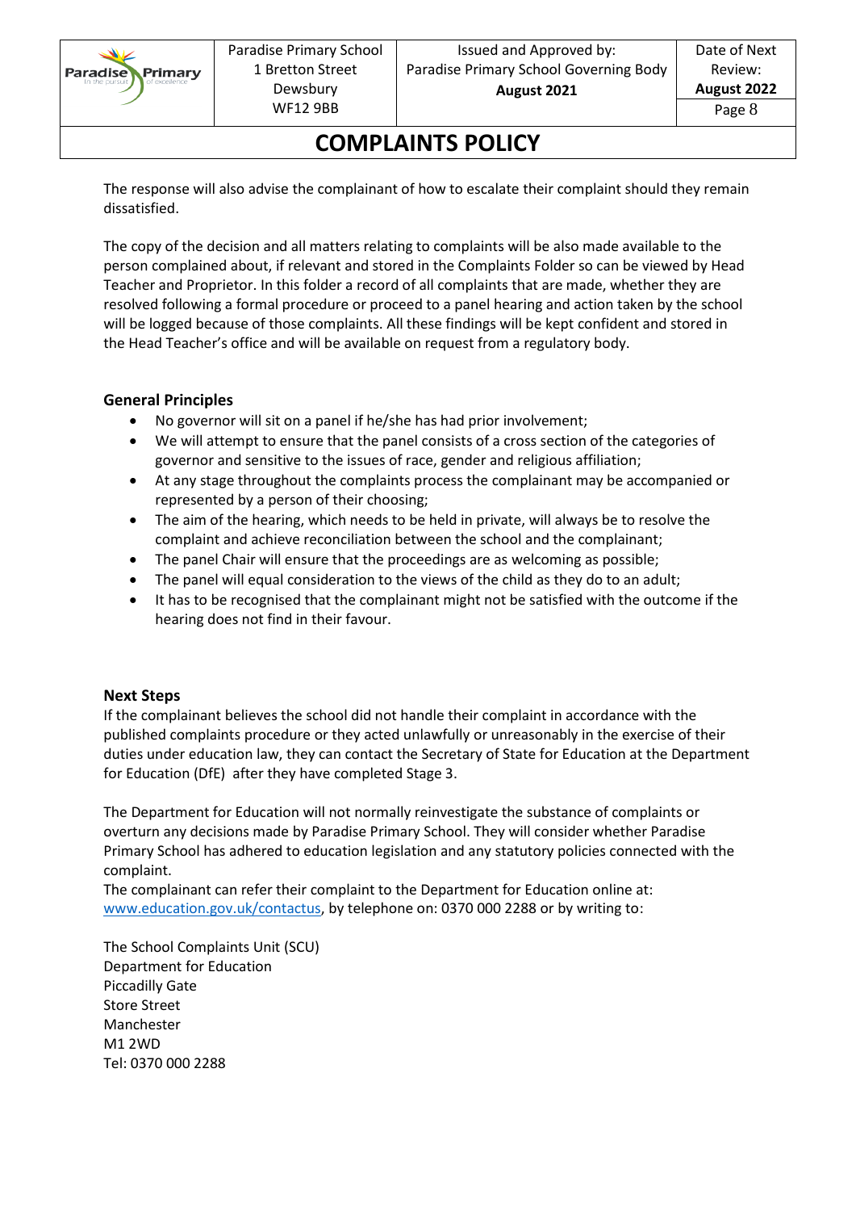The response will also advise the complainant of how to escalate their complaint should they remain dissatisfied.

The copy of the decision and all matters relating to complaints will be also made available to the person complained about, if relevant and stored in the Complaints Folder so can be viewed by Head Teacher and Proprietor. In this folder a record of all complaints that are made, whether they are resolved following a formal procedure or proceed to a panel hearing and action taken by the school will be logged because of those complaints. All these findings will be kept confident and stored in the Head Teacher's office and will be available on request from a regulatory body.

**General Principles**

- No governor will sit on a panel if he/she has had prior involvement;
- We will attempt to ensure that the panel consists of a cross section of the categories of governor and sensitive to the issues of race, gender and religious affiliation;
- At any stage throughout the complaints process the complainant may be accompanied or represented by a person of their choosing;
- The aim of the hearing, which needs to be held in private, will always be to resolve the complaint and achieve reconciliation between the school and the complainant;
- The panel Chair will ensure that the proceedings are as welcoming as possible;
- The panel will equal consideration to the views of the child as they do to an adult;
- It has to be recognised that the complainant might not be satisfied with the outcome if the hearing does not find in their favour.

**Next Steps**

If the complainant believes the school did not handle their complaint in accordance with the published complaints procedure or they acted unlawfully or unreasonably in the exercise of their duties under education law, they can contact the Secretary of State for Education at the Department for Education (DfE) after they have completed Stage 3.

The Department for Education will not normally reinvestigate the substance of complaints or overturn any decisions made by Paradise Primary School. They will consider whether Paradise Primary School has adhered to education legislation and any statutory policies connected with the complaint.

The complainant can refer their complaint to the Department for Education online at: www.education.gov.uk/contactus, by telephone on: 0370 000 2288 or by writing to:

The School Complaints Unit (SCU)
Department for Education
Piccadilly Gate
Store Street
Manchester
M1 2WD
Tel: 0370 000 2288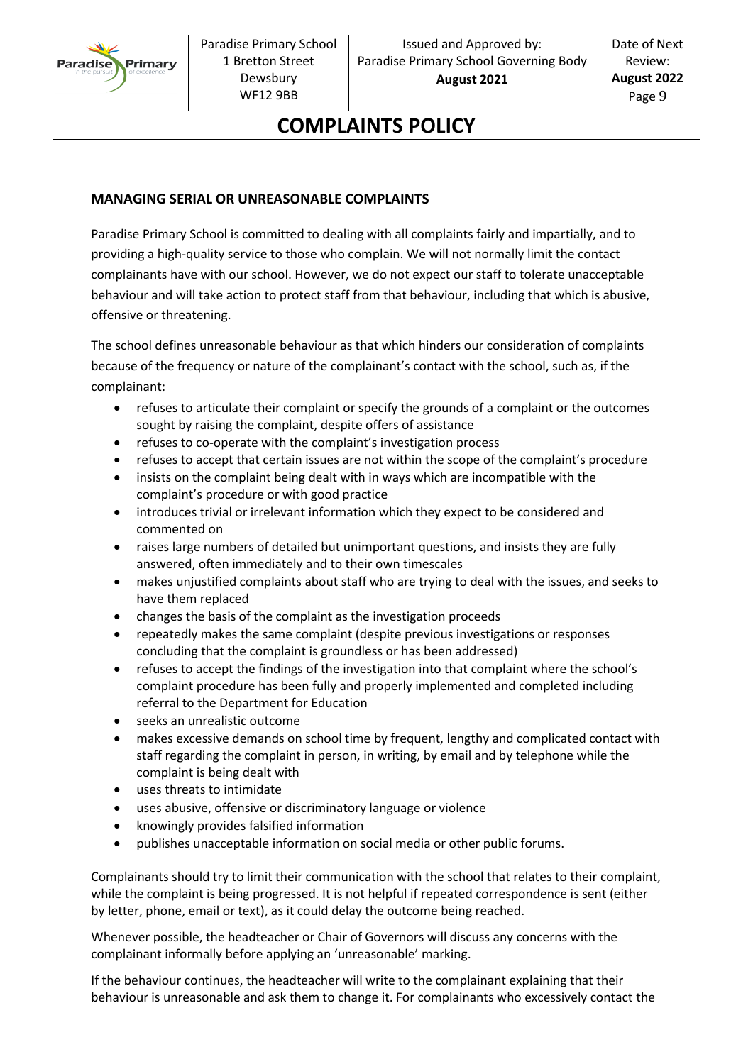**MANAGING SERIAL OR UNREASONABLE COMPLAINTS**

Paradise Primary School is committed to dealing with all complaints fairly and impartially, and to providing a high-quality service to those who complain. We will not normally limit the contact complainants have with our school. However, we do not expect our staff to tolerate unacceptable behaviour and will take action to protect staff from that behaviour, including that which is abusive, offensive or threatening.

The school defines unreasonable behaviour as that which hinders our consideration of complaints because of the frequency or nature of the complainant's contact with the school, such as, if the complainant:

- refuses to articulate their complaint or specify the grounds of a complaint or the outcomes sought by raising the complaint, despite offers of assistance
- refuses to co-operate with the complaint's investigation process
- refuses to accept that certain issues are not within the scope of the complaint's procedure
- insists on the complaint being dealt with in ways which are incompatible with the complaint's procedure or with good practice
- introduces trivial or irrelevant information which they expect to be considered and commented on
- raises large numbers of detailed but unimportant questions, and insists they are fully answered, often immediately and to their own timescales
- makes unjustified complaints about staff who are trying to deal with the issues, and seeks to have them replaced
- changes the basis of the complaint as the investigation proceeds
- repeatedly makes the same complaint (despite previous investigations or responses concluding that the complaint is groundless or has been addressed)
- refuses to accept the findings of the investigation into that complaint where the school's complaint procedure has been fully and properly implemented and completed including referral to the Department for Education
- seeks an unrealistic outcome
- makes excessive demands on school time by frequent, lengthy and complicated contact with staff regarding the complaint in person, in writing, by email and by telephone while the complaint is being dealt with
- uses threats to intimidate
- uses abusive, offensive or discriminatory language or violence
- knowingly provides falsified information
- publishes unacceptable information on social media or other public forums.

Complainants should try to limit their communication with the school that relates to their complaint, while the complaint is being progressed. It is not helpful if repeated correspondence is sent (either by letter, phone, email or text), as it could delay the outcome being reached.

Whenever possible, the headteacher or Chair of Governors will discuss any concerns with the complainant informally before applying an 'unreasonable' marking.

If the behaviour continues, the headteacher will write to the complainant explaining that their behaviour is unreasonable and ask them to change it. For complainants who excessively contact the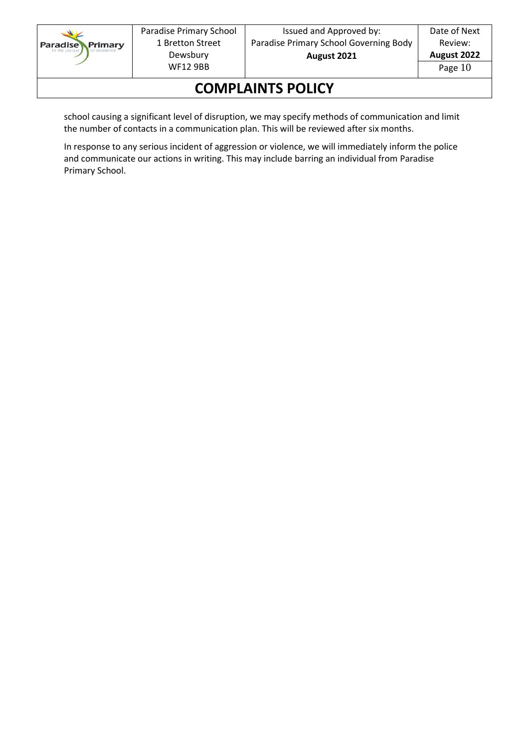school causing a significant level of disruption, we may specify methods of communication and limit the number of contacts in a communication plan. This will be reviewed after six months.

In response to any serious incident of aggression or violence, we will immediately inform the police and communicate our actions in writing. This may include barring an individual from Paradise Primary School.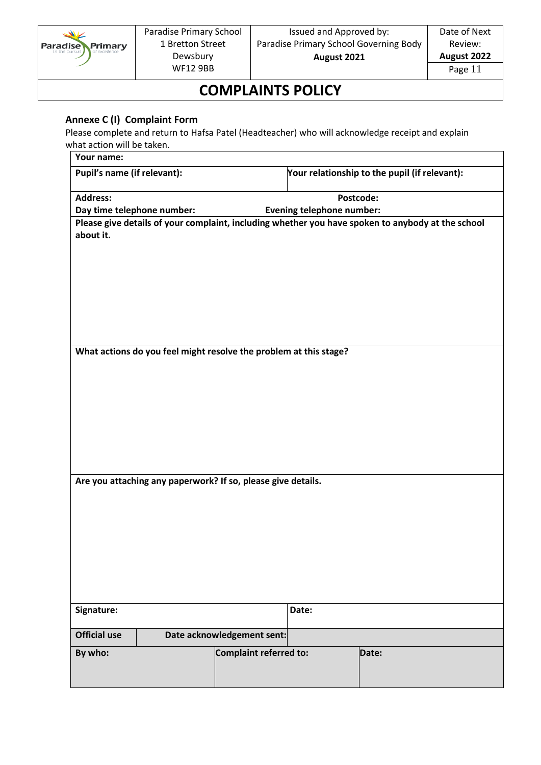# COMPLAINTS POLICY

### Annexe C (I) Complaint Form

Please complete and return to Hafsa Patel (Headteacher) who will acknowledge receipt and explain what action will be taken.

| **Your name:** | |
|---|---|
| **Pupil's name (if relevant):** | **Your relationship to the pupil (if relevant):** |
| **Address:** | **Postcode:** |
| **Day time telephone number:** | **Evening telephone number:** |
| **Please give details of your complaint, including whether you have spoken to anybody at the school about it.** | |
| **What actions do you feel might resolve the problem at this stage?** | |
| **Are you attaching any paperwork? If so, please give details.** | |
| **Signature:** | **Date:** |

| **Official use** | **Date acknowledgement sent:** | |
|---|---|---|
| **By who:** | **Complaint referred to:** | **Date:** |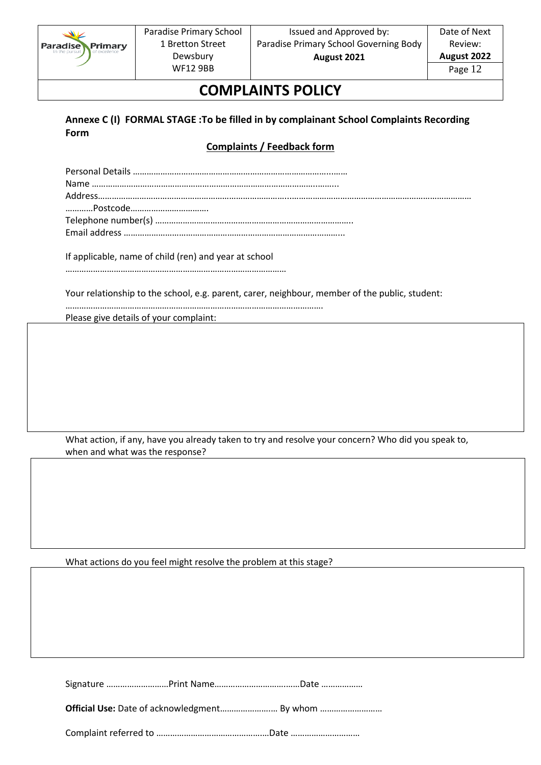## COMPLAINTS POLICY

**Annexe C (I) FORMAL STAGE :To be filled in by complainant School Complaints Recording Form**

**Complaints / Feedback form**

Personal Details ……………………………………………………………………………….……
Name ……………………………………………………………………………………….……...
Address……………………………………………………………………………..………………………………………………………………
…………Postcode…………………………….
Telephone number(s) …………………………………………………………………………..
Email address …………………………………………………………………………………...

If applicable, name of child (ren) and year at school
…………………………………………………………………………………

Your relationship to the school, e.g. parent, carer, neighbour, member of the public, student:
…………………………………………………………………………………………………
Please give details of your complaint:

| |
|---|
| |

What action, if any, have you already taken to try and resolve your concern? Who did you speak to, when and what was the response?

| |
|---|
| |

What actions do you feel might resolve the problem at this stage?

| |
|---|
| |

Signature ………………………Print Name…………………………..……Date ………………

**Official Use:** Date of acknowledgment…………………..… By whom ………………………

Complaint referred to …………………………………………Date …………………………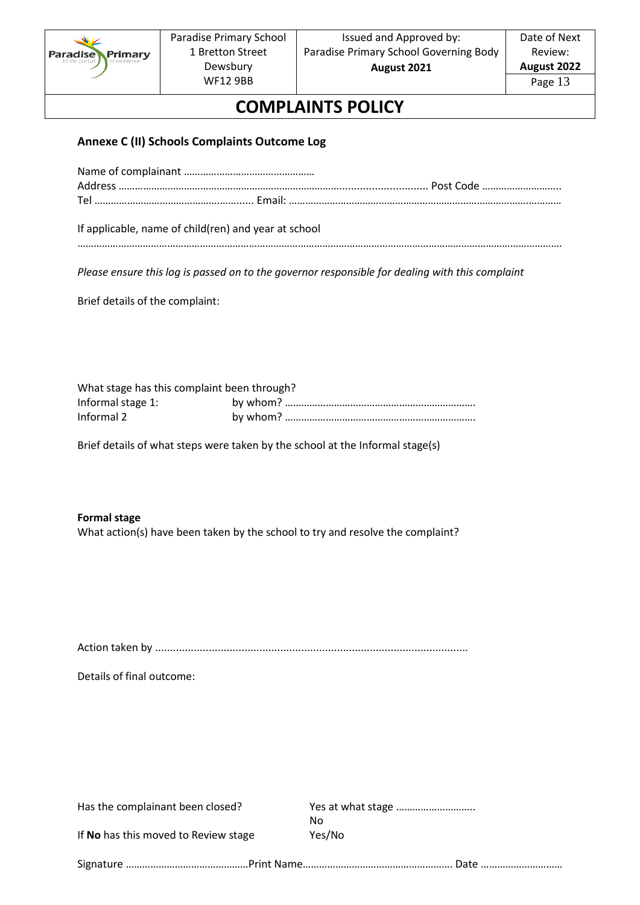# COMPLAINTS POLICY

**Annexe C (II) Schools Complaints Outcome Log**

Name of complainant …………………………………………
Address ……………………………………………………………………………………………………. Post Code ………………………..
Tel ………………………………………………….. Email: ……………………………………………………………………………………

If applicable, name of child(ren) and year at school
……………………………………………………………………………………………………………………………………………………………

*Please ensure this log is passed on to the governor responsible for dealing with this complaint*

Brief details of the complaint:

What stage has this complaint been through?
Informal stage 1: by whom? ……………………………………………………………
Informal 2 by whom? ……………………………………………………………

Brief details of what steps were taken by the school at the Informal stage(s)

**Formal stage**
What action(s) have been taken by the school to try and resolve the complaint?

Action taken by ..........................................................................................................

Details of final outcome:

Has the complainant been closed? Yes at what stage ………………………..
No
If **No** has this moved to Review stage Yes/No

Signature ………………………………………Print Name………………………………………………. Date …………………………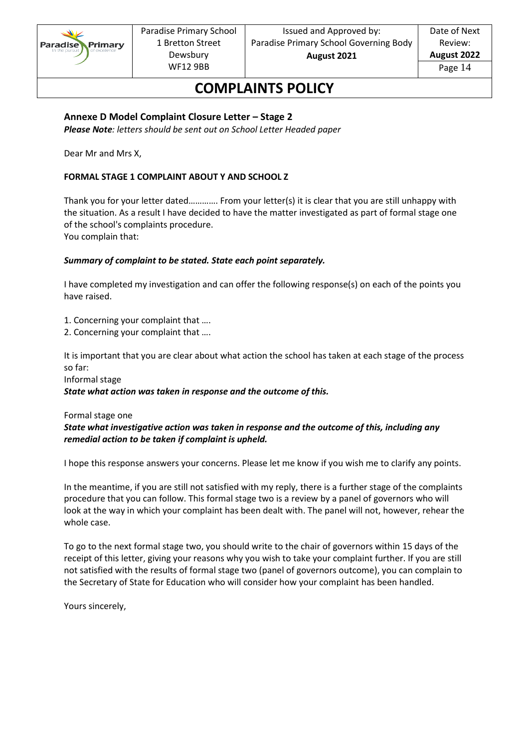## Annexe D Model Complaint Closure Letter – Stage 2

***Please Note**: letters should be sent out on School Letter Headed paper*

Dear Mr and Mrs X,

**FORMAL STAGE 1 COMPLAINT ABOUT Y AND SCHOOL Z**

Thank you for your letter dated…………. From your letter(s) it is clear that you are still unhappy with the situation. As a result I have decided to have the matter investigated as part of formal stage one of the school's complaints procedure.
You complain that:

***Summary of complaint to be stated. State each point separately.***

I have completed my investigation and can offer the following response(s) on each of the points you have raised.

1. Concerning your complaint that ….
2. Concerning your complaint that ….

It is important that you are clear about what action the school has taken at each stage of the process so far:
Informal stage
***State what action was taken in response and the outcome of this.***

Formal stage one
***State what investigative action was taken in response and the outcome of this, including any remedial action to be taken if complaint is upheld.***

I hope this response answers your concerns. Please let me know if you wish me to clarify any points.

In the meantime, if you are still not satisfied with my reply, there is a further stage of the complaints procedure that you can follow. This formal stage two is a review by a panel of governors who will look at the way in which your complaint has been dealt with. The panel will not, however, rehear the whole case.

To go to the next formal stage two, you should write to the chair of governors within 15 days of the receipt of this letter, giving your reasons why you wish to take your complaint further. If you are still not satisfied with the results of formal stage two (panel of governors outcome), you can complain to the Secretary of State for Education who will consider how your complaint has been handled.

Yours sincerely,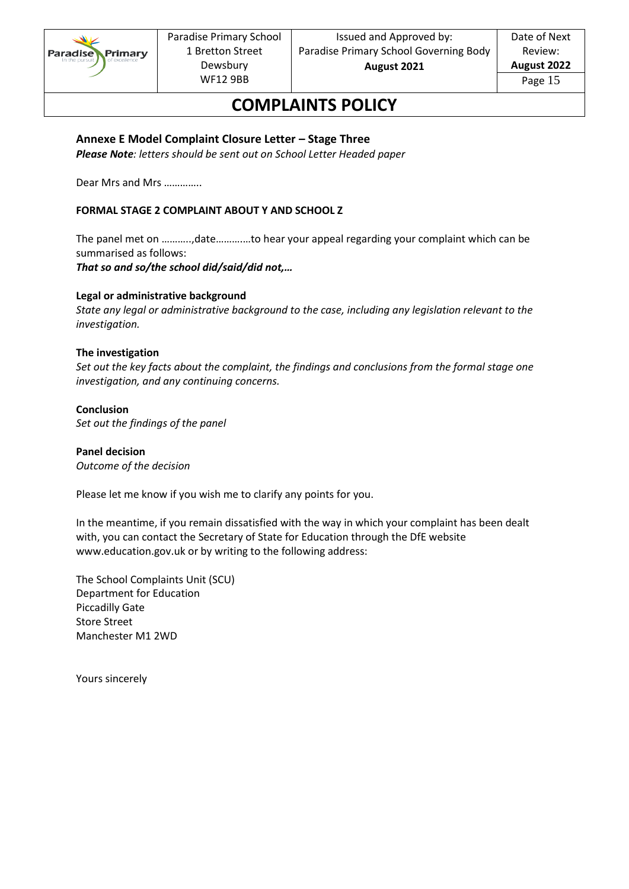## COMPLAINTS POLICY

### Annexe E Model Complaint Closure Letter – Stage Three

***Please Note**: letters should be sent out on School Letter Headed paper*

Dear Mrs and Mrs …………..

**FORMAL STAGE 2 COMPLAINT ABOUT Y AND SCHOOL Z**

The panel met on ………..,date…………to hear your appeal regarding your complaint which can be summarised as follows:

***That so and so/the school did/said/did not,…***

**Legal or administrative background**

*State any legal or administrative background to the case, including any legislation relevant to the investigation.*

**The investigation**

*Set out the key facts about the complaint, the findings and conclusions from the formal stage one investigation, and any continuing concerns.*

**Conclusion**

*Set out the findings of the panel*

**Panel decision**

*Outcome of the decision*

Please let me know if you wish me to clarify any points for you.

In the meantime, if you remain dissatisfied with the way in which your complaint has been dealt with, you can contact the Secretary of State for Education through the DfE website www.education.gov.uk or by writing to the following address:

The School Complaints Unit (SCU)
Department for Education
Piccadilly Gate
Store Street
Manchester M1 2WD

Yours sincerely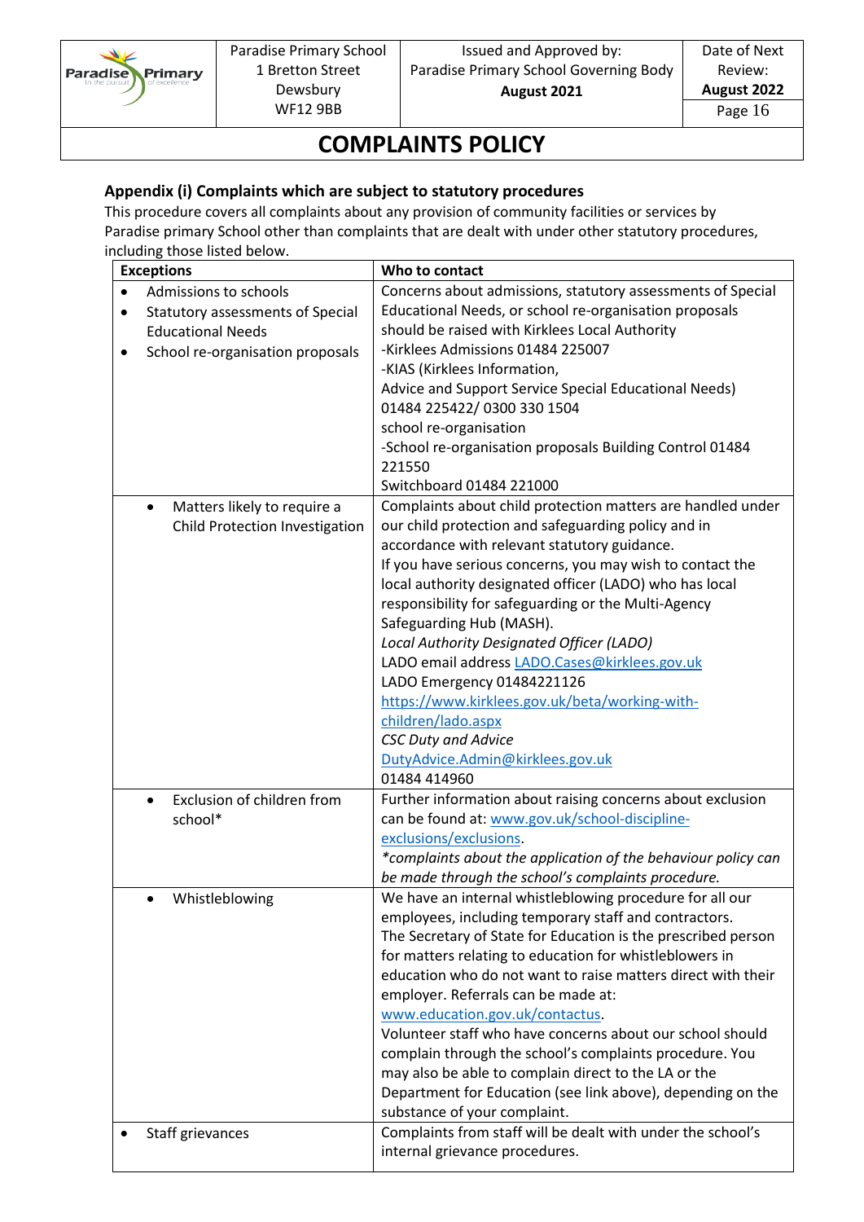### Appendix (i) Complaints which are subject to statutory procedures

This procedure covers all complaints about any provision of community facilities or services by Paradise primary School other than complaints that are dealt with under other statutory procedures, including those listed below.

| Exceptions | Who to contact |
| --- | --- |
| • Admissions to schools<br>• Statutory assessments of Special Educational Needs<br>• School re-organisation proposals | Concerns about admissions, statutory assessments of Special Educational Needs, or school re-organisation proposals should be raised with Kirklees Local Authority<br>-Kirklees Admissions 01484 225007<br>-KIAS (Kirklees Information, Advice and Support Service Special Educational Needs) 01484 225422/ 0300 330 1504<br>school re-organisation<br>-School re-organisation proposals Building Control 01484 221550<br>Switchboard 01484 221000 |
| • Matters likely to require a Child Protection Investigation | Complaints about child protection matters are handled under our child protection and safeguarding policy and in accordance with relevant statutory guidance.<br>If you have serious concerns, you may wish to contact the local authority designated officer (LADO) who has local responsibility for safeguarding or the Multi-Agency Safeguarding Hub (MASH).<br>*Local Authority Designated Officer (LADO)*<br>LADO email address LADO.Cases@kirklees.gov.uk<br>LADO Emergency 01484221126<br>https://www.kirklees.gov.uk/beta/working-with-children/lado.aspx<br>*CSC Duty and Advice*<br>DutyAdvice.Admin@kirklees.gov.uk<br>01484 414960 |
| • Exclusion of children from school* | Further information about raising concerns about exclusion can be found at: www.gov.uk/school-discipline-exclusions/exclusions.<br>*\*complaints about the application of the behaviour policy can be made through the school's complaints procedure.* |
| • Whistleblowing | We have an internal whistleblowing procedure for all our employees, including temporary staff and contractors.<br>The Secretary of State for Education is the prescribed person for matters relating to education for whistleblowers in education who do not want to raise matters direct with their employer. Referrals can be made at: www.education.gov.uk/contactus.<br>Volunteer staff who have concerns about our school should complain through the school's complaints procedure. You may also be able to complain direct to the LA or the Department for Education (see link above), depending on the substance of your complaint. |
| • Staff grievances | Complaints from staff will be dealt with under the school's internal grievance procedures. |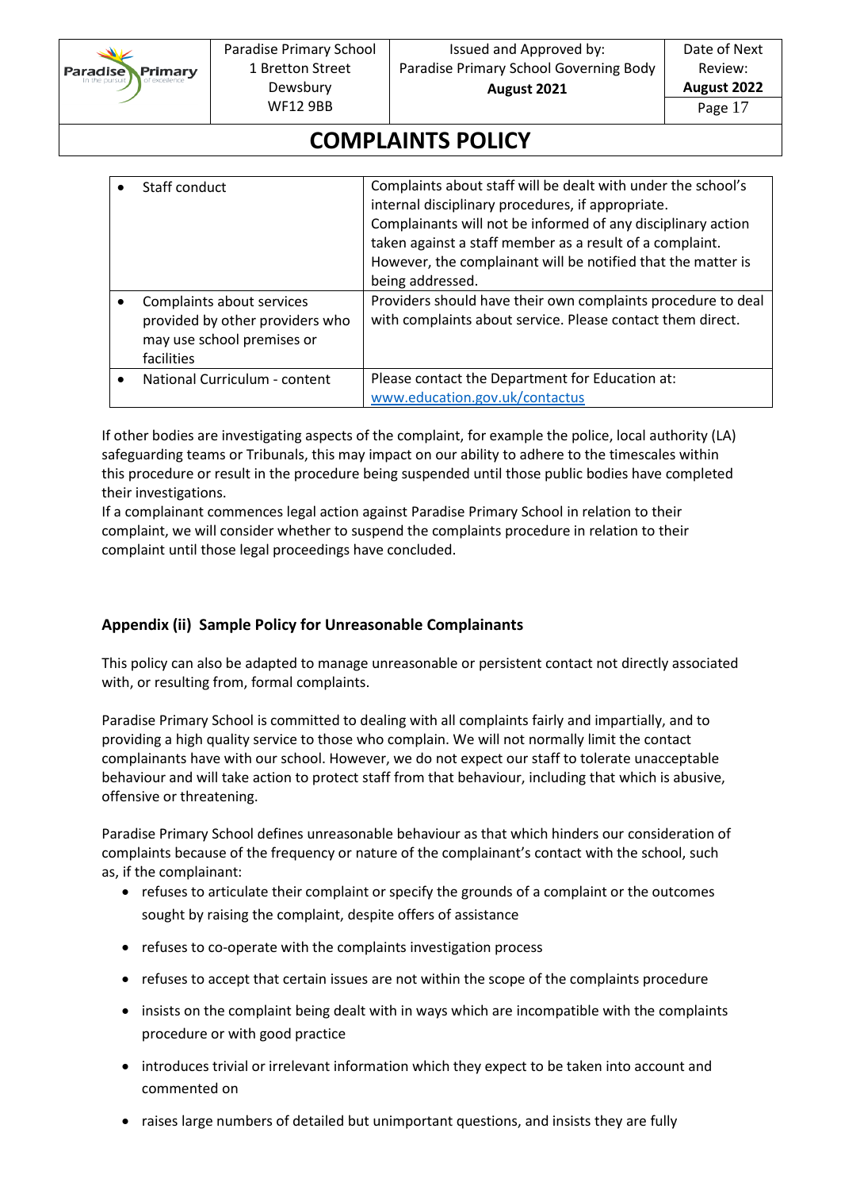| | |
|---|---|
| • Staff conduct | Complaints about staff will be dealt with under the school's internal disciplinary procedures, if appropriate. Complainants will not be informed of any disciplinary action taken against a staff member as a result of a complaint. However, the complainant will be notified that the matter is being addressed. |
| • Complaints about services provided by other providers who may use school premises or facilities | Providers should have their own complaints procedure to deal with complaints about service. Please contact them direct. |
| • National Curriculum - content | Please contact the Department for Education at: www.education.gov.uk/contactus |

If other bodies are investigating aspects of the complaint, for example the police, local authority (LA) safeguarding teams or Tribunals, this may impact on our ability to adhere to the timescales within this procedure or result in the procedure being suspended until those public bodies have completed their investigations.
If a complainant commences legal action against Paradise Primary School in relation to their complaint, we will consider whether to suspend the complaints procedure in relation to their complaint until those legal proceedings have concluded.

### Appendix (ii) Sample Policy for Unreasonable Complainants

This policy can also be adapted to manage unreasonable or persistent contact not directly associated with, or resulting from, formal complaints.

Paradise Primary School is committed to dealing with all complaints fairly and impartially, and to providing a high quality service to those who complain. We will not normally limit the contact complainants have with our school. However, we do not expect our staff to tolerate unacceptable behaviour and will take action to protect staff from that behaviour, including that which is abusive, offensive or threatening.

Paradise Primary School defines unreasonable behaviour as that which hinders our consideration of complaints because of the frequency or nature of the complainant's contact with the school, such as, if the complainant:

- refuses to articulate their complaint or specify the grounds of a complaint or the outcomes sought by raising the complaint, despite offers of assistance
- refuses to co-operate with the complaints investigation process
- refuses to accept that certain issues are not within the scope of the complaints procedure
- insists on the complaint being dealt with in ways which are incompatible with the complaints procedure or with good practice
- introduces trivial or irrelevant information which they expect to be taken into account and commented on
- raises large numbers of detailed but unimportant questions, and insists they are fully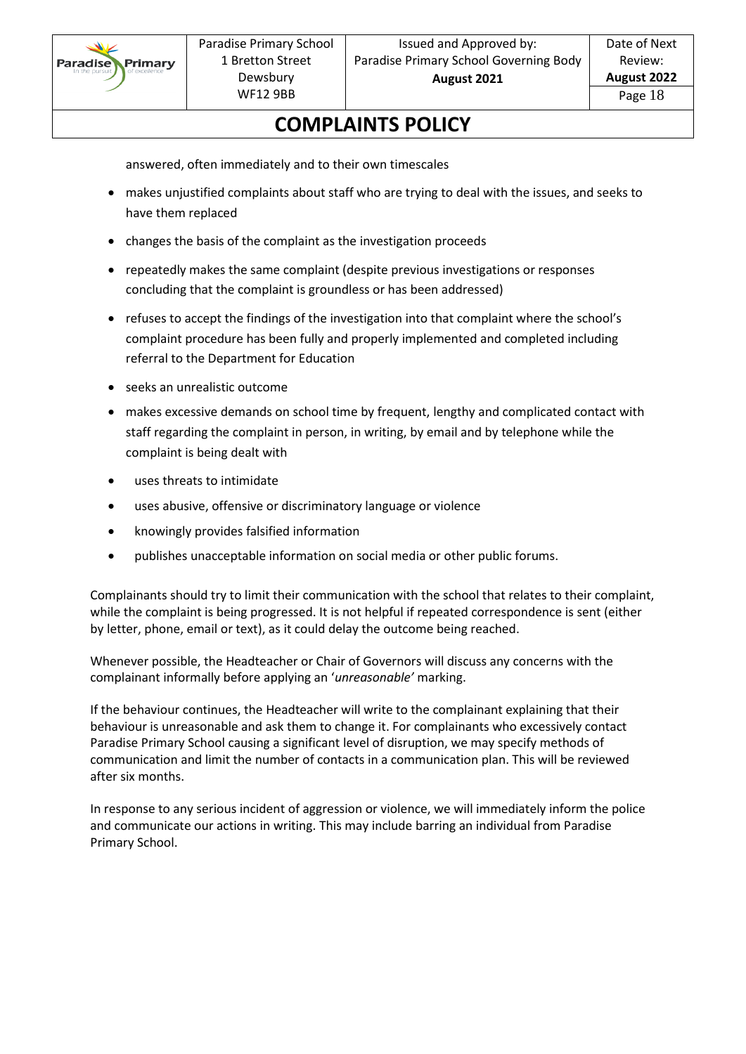answered, often immediately and to their own timescales

- makes unjustified complaints about staff who are trying to deal with the issues, and seeks to have them replaced
- changes the basis of the complaint as the investigation proceeds
- repeatedly makes the same complaint (despite previous investigations or responses concluding that the complaint is groundless or has been addressed)
- refuses to accept the findings of the investigation into that complaint where the school's complaint procedure has been fully and properly implemented and completed including referral to the Department for Education
- seeks an unrealistic outcome
- makes excessive demands on school time by frequent, lengthy and complicated contact with staff regarding the complaint in person, in writing, by email and by telephone while the complaint is being dealt with
- uses threats to intimidate
- uses abusive, offensive or discriminatory language or violence
- knowingly provides falsified information
- publishes unacceptable information on social media or other public forums.

Complainants should try to limit their communication with the school that relates to their complaint, while the complaint is being progressed. It is not helpful if repeated correspondence is sent (either by letter, phone, email or text), as it could delay the outcome being reached.

Whenever possible, the Headteacher or Chair of Governors will discuss any concerns with the complainant informally before applying an '*unreasonable'* marking.

If the behaviour continues, the Headteacher will write to the complainant explaining that their behaviour is unreasonable and ask them to change it. For complainants who excessively contact Paradise Primary School causing a significant level of disruption, we may specify methods of communication and limit the number of contacts in a communication plan. This will be reviewed after six months.

In response to any serious incident of aggression or violence, we will immediately inform the police and communicate our actions in writing. This may include barring an individual from Paradise Primary School.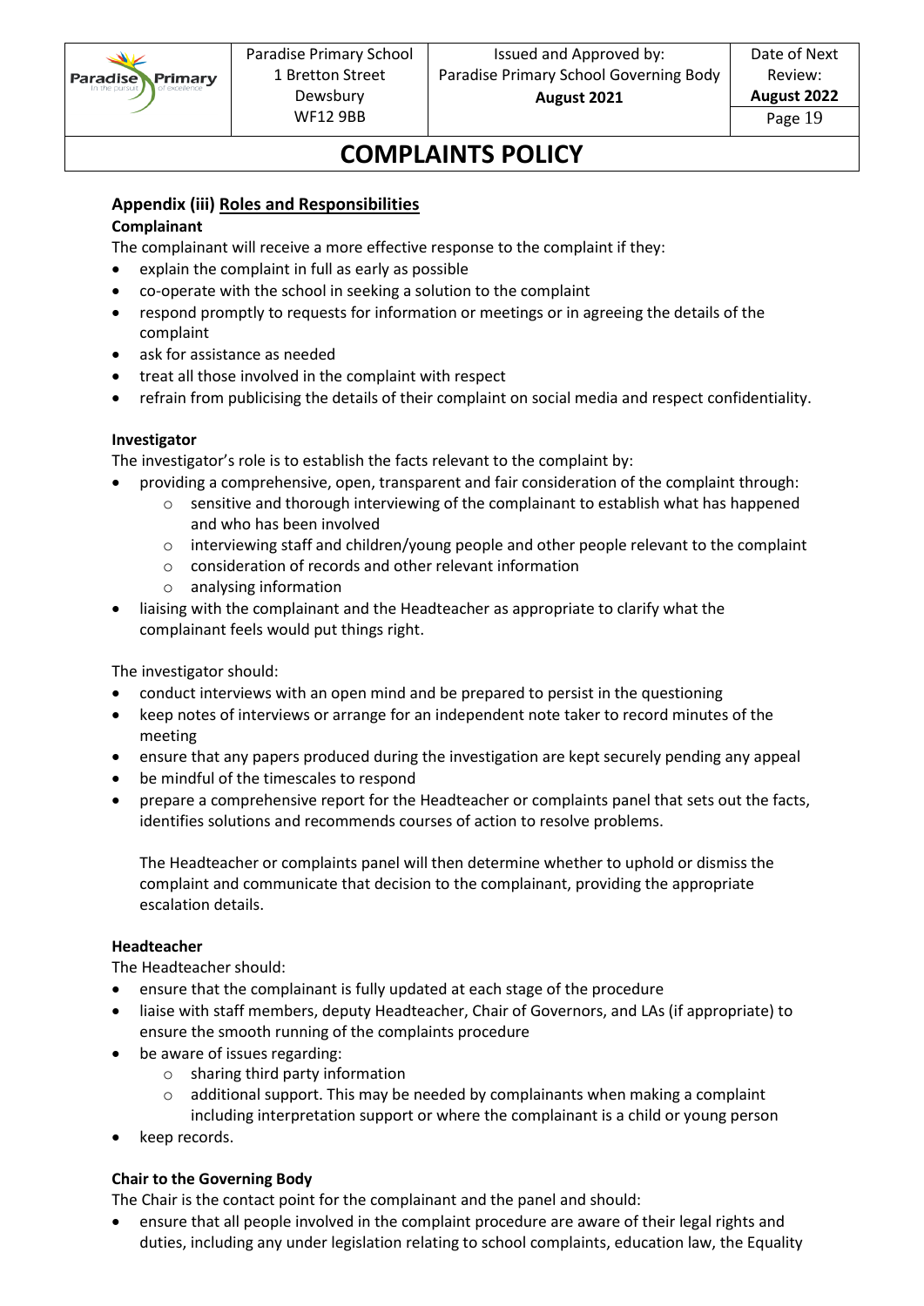# COMPLAINTS POLICY

## Appendix (iii) Roles and Responsibilities

**Complainant**

The complainant will receive a more effective response to the complaint if they:

- explain the complaint in full as early as possible
- co-operate with the school in seeking a solution to the complaint
- respond promptly to requests for information or meetings or in agreeing the details of the complaint
- ask for assistance as needed
- treat all those involved in the complaint with respect
- refrain from publicising the details of their complaint on social media and respect confidentiality.

**Investigator**

The investigator's role is to establish the facts relevant to the complaint by:

- providing a comprehensive, open, transparent and fair consideration of the complaint through:
  - sensitive and thorough interviewing of the complainant to establish what has happened and who has been involved
  - interviewing staff and children/young people and other people relevant to the complaint
  - consideration of records and other relevant information
  - analysing information
- liaising with the complainant and the Headteacher as appropriate to clarify what the complainant feels would put things right.

The investigator should:

- conduct interviews with an open mind and be prepared to persist in the questioning
- keep notes of interviews or arrange for an independent note taker to record minutes of the meeting
- ensure that any papers produced during the investigation are kept securely pending any appeal
- be mindful of the timescales to respond
- prepare a comprehensive report for the Headteacher or complaints panel that sets out the facts, identifies solutions and recommends courses of action to resolve problems.

  The Headteacher or complaints panel will then determine whether to uphold or dismiss the complaint and communicate that decision to the complainant, providing the appropriate escalation details.

**Headteacher**

The Headteacher should:

- ensure that the complainant is fully updated at each stage of the procedure
- liaise with staff members, deputy Headteacher, Chair of Governors, and LAs (if appropriate) to ensure the smooth running of the complaints procedure
- be aware of issues regarding:
  - sharing third party information
  - additional support. This may be needed by complainants when making a complaint including interpretation support or where the complainant is a child or young person
- keep records.

**Chair to the Governing Body**

The Chair is the contact point for the complainant and the panel and should:

- ensure that all people involved in the complaint procedure are aware of their legal rights and duties, including any under legislation relating to school complaints, education law, the Equality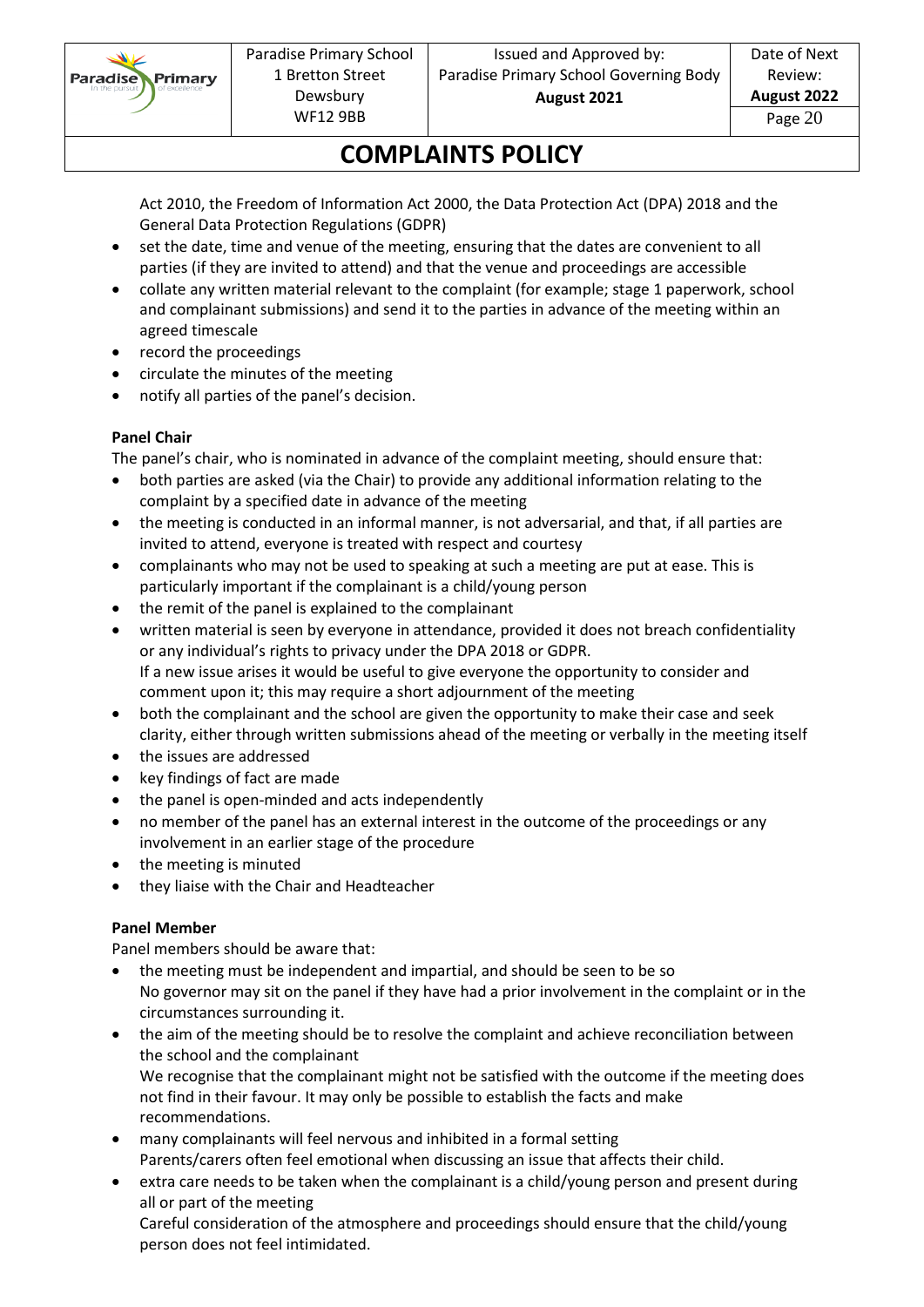Act 2010, the Freedom of Information Act 2000, the Data Protection Act (DPA) 2018 and the General Data Protection Regulations (GDPR)

- set the date, time and venue of the meeting, ensuring that the dates are convenient to all parties (if they are invited to attend) and that the venue and proceedings are accessible
- collate any written material relevant to the complaint (for example; stage 1 paperwork, school and complainant submissions) and send it to the parties in advance of the meeting within an agreed timescale
- record the proceedings
- circulate the minutes of the meeting
- notify all parties of the panel's decision.

**Panel Chair**

The panel's chair, who is nominated in advance of the complaint meeting, should ensure that:

- both parties are asked (via the Chair) to provide any additional information relating to the complaint by a specified date in advance of the meeting
- the meeting is conducted in an informal manner, is not adversarial, and that, if all parties are invited to attend, everyone is treated with respect and courtesy
- complainants who may not be used to speaking at such a meeting are put at ease. This is particularly important if the complainant is a child/young person
- the remit of the panel is explained to the complainant
- written material is seen by everyone in attendance, provided it does not breach confidentiality or any individual's rights to privacy under the DPA 2018 or GDPR.
  If a new issue arises it would be useful to give everyone the opportunity to consider and comment upon it; this may require a short adjournment of the meeting
- both the complainant and the school are given the opportunity to make their case and seek clarity, either through written submissions ahead of the meeting or verbally in the meeting itself
- the issues are addressed
- key findings of fact are made
- the panel is open-minded and acts independently
- no member of the panel has an external interest in the outcome of the proceedings or any involvement in an earlier stage of the procedure
- the meeting is minuted
- they liaise with the Chair and Headteacher

**Panel Member**

Panel members should be aware that:

- the meeting must be independent and impartial, and should be seen to be so
  No governor may sit on the panel if they have had a prior involvement in the complaint or in the circumstances surrounding it.
- the aim of the meeting should be to resolve the complaint and achieve reconciliation between the school and the complainant
  We recognise that the complainant might not be satisfied with the outcome if the meeting does not find in their favour. It may only be possible to establish the facts and make recommendations.
- many complainants will feel nervous and inhibited in a formal setting
  Parents/carers often feel emotional when discussing an issue that affects their child.
- extra care needs to be taken when the complainant is a child/young person and present during all or part of the meeting
  Careful consideration of the atmosphere and proceedings should ensure that the child/young person does not feel intimidated.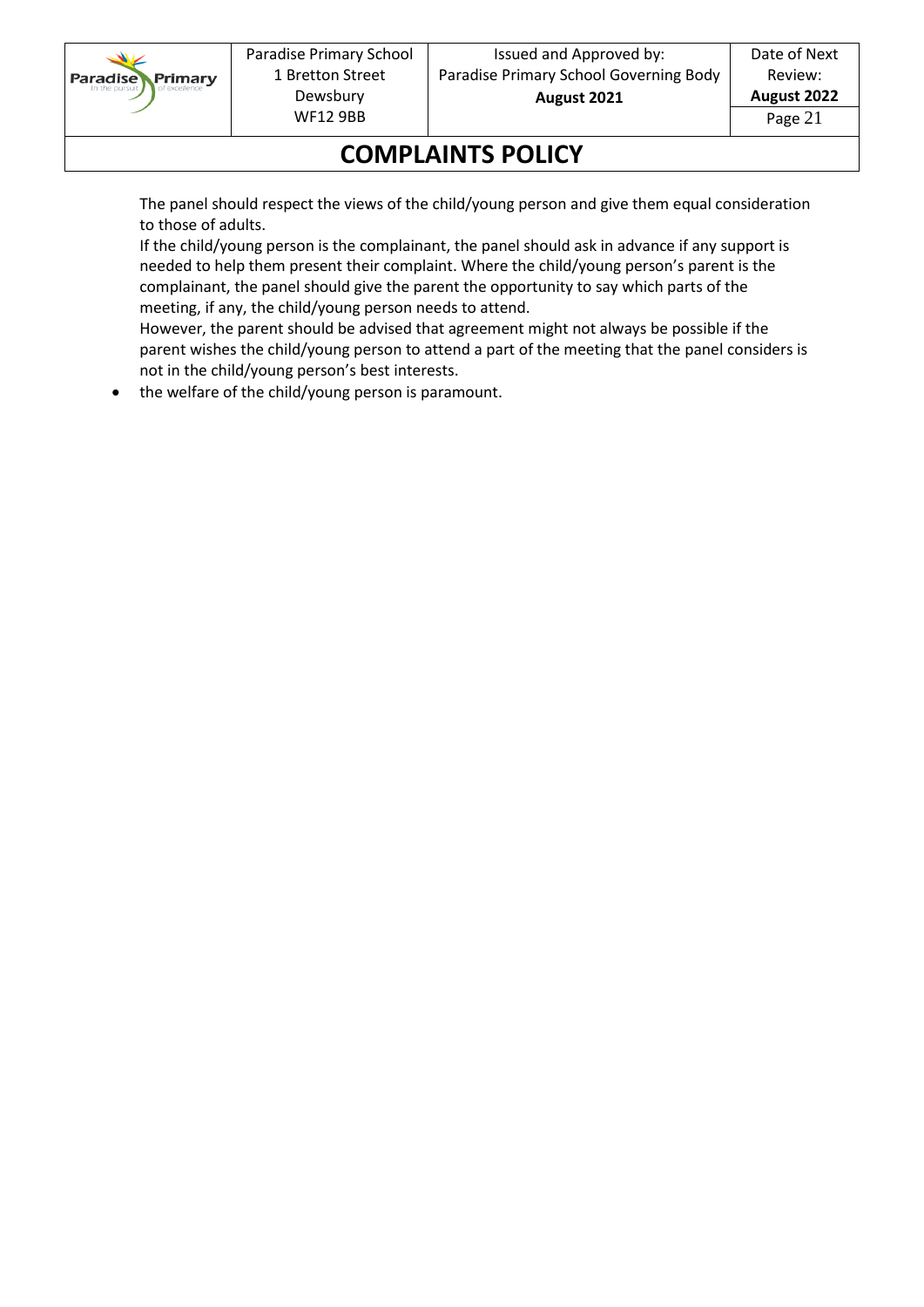The panel should respect the views of the child/young person and give them equal consideration to those of adults.

If the child/young person is the complainant, the panel should ask in advance if any support is needed to help them present their complaint. Where the child/young person's parent is the complainant, the panel should give the parent the opportunity to say which parts of the meeting, if any, the child/young person needs to attend.

However, the parent should be advised that agreement might not always be possible if the parent wishes the child/young person to attend a part of the meeting that the panel considers is not in the child/young person's best interests.

- the welfare of the child/young person is paramount.